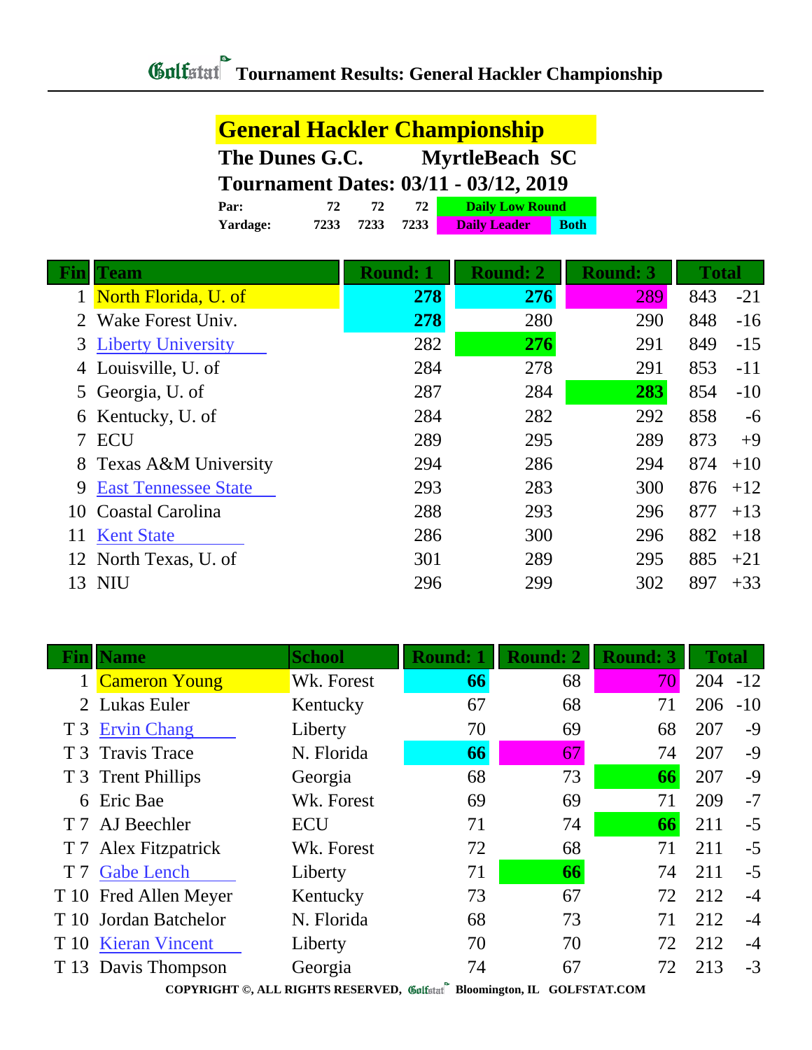# Tournament Results: General Hackler Championship

## General Hackler Championship

**The Dunes G.C. MyrtleBeach SC**

**Tournament Dates: 03/11 - 03/12, 2019**

| | | | | |
|---|---|---|---|---|
| **Par:** | 72 | 72 | 72 | Daily Low Round |
| **Yardage:** | 7233 | 7233 | 7233 | Daily Leader / Both |

| Fin | Team | Round: 1 | Round: 2 | Round: 3 | Total | |
|---|---|---|---|---|---|---|
| 1 | North Florida, U. of | **278** | **276** | 289 | 843 | -21 |
| 2 | Wake Forest Univ. | **278** | 280 | 290 | 848 | -16 |
| 3 | Liberty University | 282 | **276** | 291 | 849 | -15 |
| 4 | Louisville, U. of | 284 | 278 | 291 | 853 | -11 |
| 5 | Georgia, U. of | 287 | 284 | **283** | 854 | -10 |
| 6 | Kentucky, U. of | 284 | 282 | 292 | 858 | -6 |
| 7 | ECU | 289 | 295 | 289 | 873 | +9 |
| 8 | Texas A&M University | 294 | 286 | 294 | 874 | +10 |
| 9 | East Tennessee State | 293 | 283 | 300 | 876 | +12 |
| 10 | Coastal Carolina | 288 | 293 | 296 | 877 | +13 |
| 11 | Kent State | 286 | 300 | 296 | 882 | +18 |
| 12 | North Texas, U. of | 301 | 289 | 295 | 885 | +21 |
| 13 | NIU | 296 | 299 | 302 | 897 | +33 |

| Fin | Name | School | Round: 1 | Round: 2 | Round: 3 | Total | |
|---|---|---|---|---|---|---|---|
| 1 | Cameron Young | Wk. Forest | **66** | 68 | 70 | 204 | -12 |
| 2 | Lukas Euler | Kentucky | 67 | 68 | 71 | 206 | -10 |
| T 3 | Ervin Chang | Liberty | 70 | 69 | 68 | 207 | -9 |
| T 3 | Travis Trace | N. Florida | **66** | 67 | 74 | 207 | -9 |
| T 3 | Trent Phillips | Georgia | 68 | 73 | **66** | 207 | -9 |
| 6 | Eric Bae | Wk. Forest | 69 | 69 | 71 | 209 | -7 |
| T 7 | AJ Beechler | ECU | 71 | 74 | **66** | 211 | -5 |
| T 7 | Alex Fitzpatrick | Wk. Forest | 72 | 68 | 71 | 211 | -5 |
| T 7 | Gabe Lench | Liberty | 71 | **66** | 74 | 211 | -5 |
| T 10 | Fred Allen Meyer | Kentucky | 73 | 67 | 72 | 212 | -4 |
| T 10 | Jordan Batchelor | N. Florida | 68 | 73 | 71 | 212 | -4 |
| T 10 | Kieran Vincent | Liberty | 70 | 70 | 72 | 212 | -4 |
| T 13 | Davis Thompson | Georgia | 74 | 67 | 72 | 213 | -3 |

COPYRIGHT ©, ALL RIGHTS RESERVED, Golfstat Bloomington, IL GOLFSTAT.COM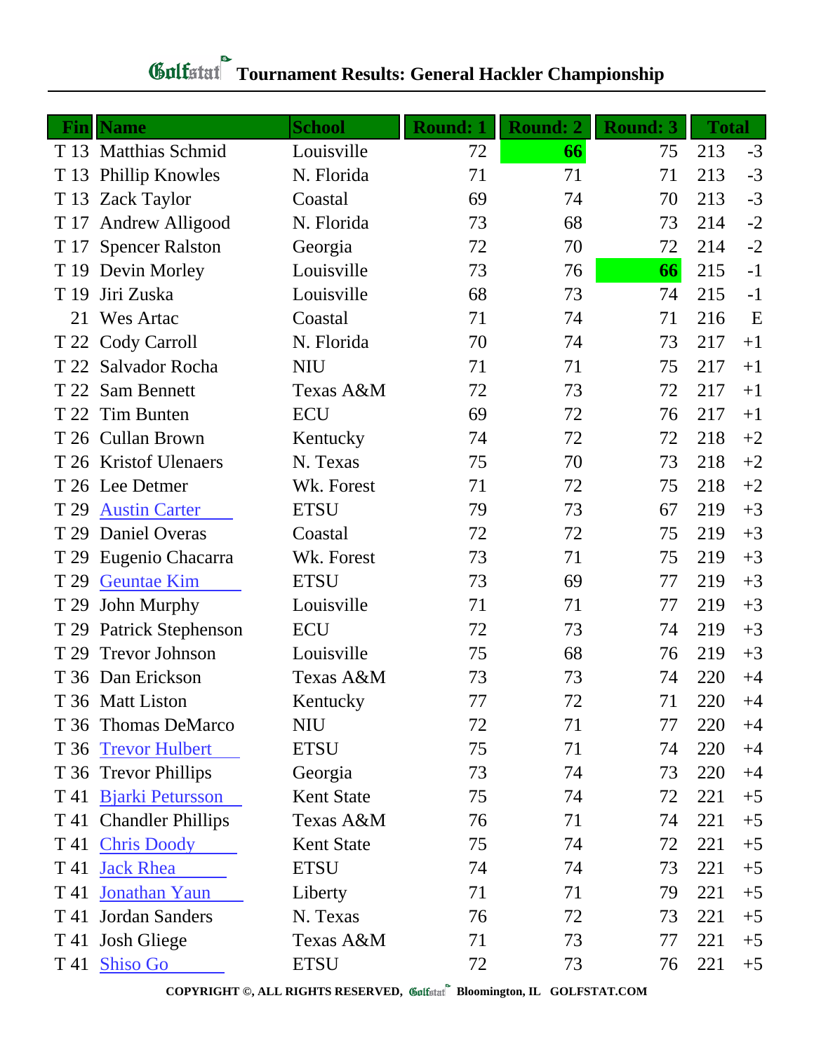# Golfstat Tournament Results: General Hackler Championship

| Fin | Name | School | Round: 1 | Round: 2 | Round: 3 | Total | |
|---|---|---|---|---|---|---|---|
| T 13 | Matthias Schmid | Louisville | 72 | **66** | 75 | 213 | -3 |
| T 13 | Phillip Knowles | N. Florida | 71 | 71 | 71 | 213 | -3 |
| T 13 | Zack Taylor | Coastal | 69 | 74 | 70 | 213 | -3 |
| T 17 | Andrew Alligood | N. Florida | 73 | 68 | 73 | 214 | -2 |
| T 17 | Spencer Ralston | Georgia | 72 | 70 | 72 | 214 | -2 |
| T 19 | Devin Morley | Louisville | 73 | 76 | **66** | 215 | -1 |
| T 19 | Jiri Zuska | Louisville | 68 | 73 | 74 | 215 | -1 |
| 21 | Wes Artac | Coastal | 71 | 74 | 71 | 216 | E |
| T 22 | Cody Carroll | N. Florida | 70 | 74 | 73 | 217 | +1 |
| T 22 | Salvador Rocha | NIU | 71 | 71 | 75 | 217 | +1 |
| T 22 | Sam Bennett | Texas A&M | 72 | 73 | 72 | 217 | +1 |
| T 22 | Tim Bunten | ECU | 69 | 72 | 76 | 217 | +1 |
| T 26 | Cullan Brown | Kentucky | 74 | 72 | 72 | 218 | +2 |
| T 26 | Kristof Ulenaers | N. Texas | 75 | 70 | 73 | 218 | +2 |
| T 26 | Lee Detmer | Wk. Forest | 71 | 72 | 75 | 218 | +2 |
| T 29 | Austin Carter | ETSU | 79 | 73 | 67 | 219 | +3 |
| T 29 | Daniel Overas | Coastal | 72 | 72 | 75 | 219 | +3 |
| T 29 | Eugenio Chacarra | Wk. Forest | 73 | 71 | 75 | 219 | +3 |
| T 29 | Geuntae Kim | ETSU | 73 | 69 | 77 | 219 | +3 |
| T 29 | John Murphy | Louisville | 71 | 71 | 77 | 219 | +3 |
| T 29 | Patrick Stephenson | ECU | 72 | 73 | 74 | 219 | +3 |
| T 29 | Trevor Johnson | Louisville | 75 | 68 | 76 | 219 | +3 |
| T 36 | Dan Erickson | Texas A&M | 73 | 73 | 74 | 220 | +4 |
| T 36 | Matt Liston | Kentucky | 77 | 72 | 71 | 220 | +4 |
| T 36 | Thomas DeMarco | NIU | 72 | 71 | 77 | 220 | +4 |
| T 36 | Trevor Hulbert | ETSU | 75 | 71 | 74 | 220 | +4 |
| T 36 | Trevor Phillips | Georgia | 73 | 74 | 73 | 220 | +4 |
| T 41 | Bjarki Petursson | Kent State | 75 | 74 | 72 | 221 | +5 |
| T 41 | Chandler Phillips | Texas A&M | 76 | 71 | 74 | 221 | +5 |
| T 41 | Chris Doody | Kent State | 75 | 74 | 72 | 221 | +5 |
| T 41 | Jack Rhea | ETSU | 74 | 74 | 73 | 221 | +5 |
| T 41 | Jonathan Yaun | Liberty | 71 | 71 | 79 | 221 | +5 |
| T 41 | Jordan Sanders | N. Texas | 76 | 72 | 73 | 221 | +5 |
| T 41 | Josh Gliege | Texas A&M | 71 | 73 | 77 | 221 | +5 |
| T 41 | Shiso Go | ETSU | 72 | 73 | 76 | 221 | +5 |

COPYRIGHT ©, ALL RIGHTS RESERVED, Golfstat Bloomington, IL GOLFSTAT.COM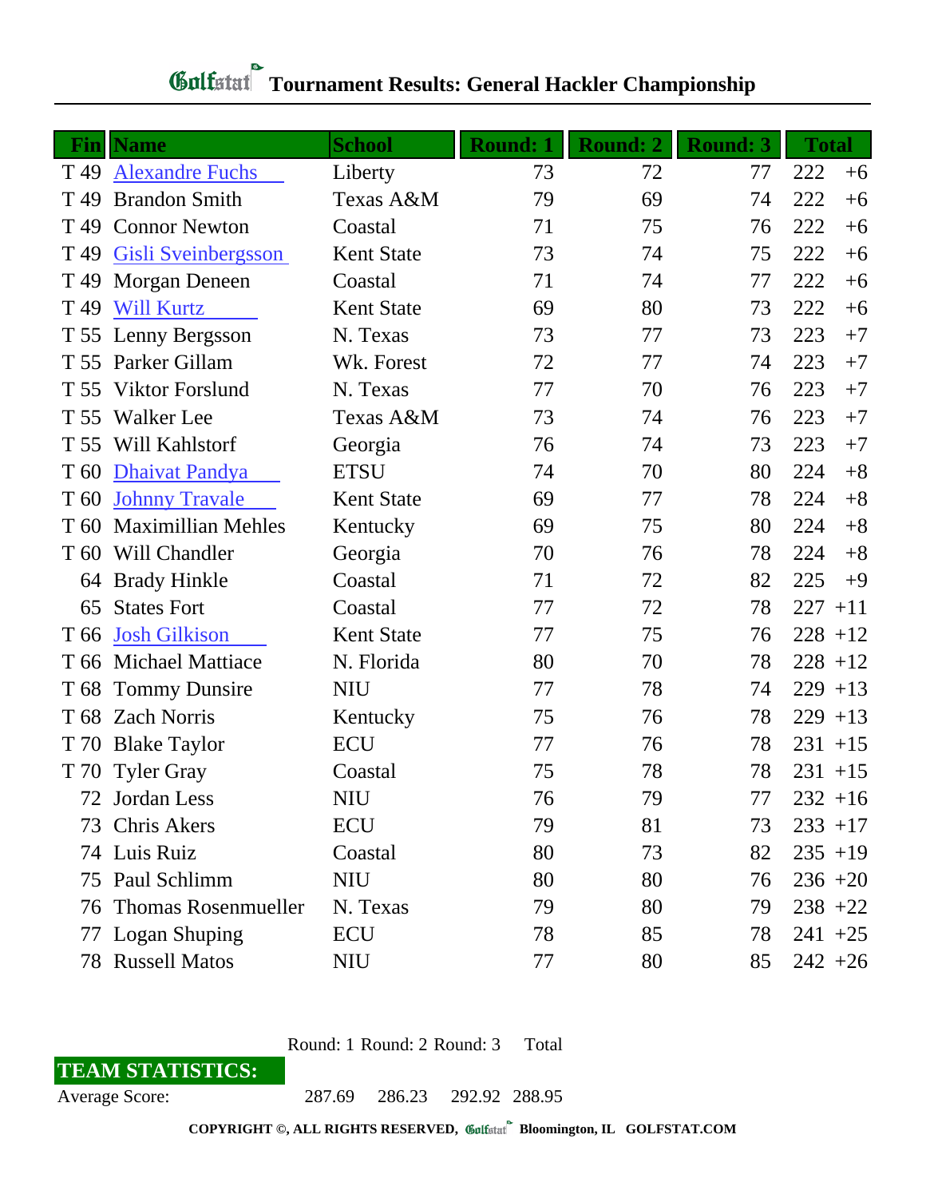# Golfstat Tournament Results: General Hackler Championship

| Fin | Name | School | Round: 1 | Round: 2 | Round: 3 | Total | |
|---|---|---|---|---|---|---|---|
| T 49 | Alexandre Fuchs | Liberty | 73 | 72 | 77 | 222 | +6 |
| T 49 | Brandon Smith | Texas A&M | 79 | 69 | 74 | 222 | +6 |
| T 49 | Connor Newton | Coastal | 71 | 75 | 76 | 222 | +6 |
| T 49 | Gisli Sveinbergsson | Kent State | 73 | 74 | 75 | 222 | +6 |
| T 49 | Morgan Deneen | Coastal | 71 | 74 | 77 | 222 | +6 |
| T 49 | Will Kurtz | Kent State | 69 | 80 | 73 | 222 | +6 |
| T 55 | Lenny Bergsson | N. Texas | 73 | 77 | 73 | 223 | +7 |
| T 55 | Parker Gillam | Wk. Forest | 72 | 77 | 74 | 223 | +7 |
| T 55 | Viktor Forslund | N. Texas | 77 | 70 | 76 | 223 | +7 |
| T 55 | Walker Lee | Texas A&M | 73 | 74 | 76 | 223 | +7 |
| T 55 | Will Kahlstorf | Georgia | 76 | 74 | 73 | 223 | +7 |
| T 60 | Dhaivat Pandya | ETSU | 74 | 70 | 80 | 224 | +8 |
| T 60 | Johnny Travale | Kent State | 69 | 77 | 78 | 224 | +8 |
| T 60 | Maximillian Mehles | Kentucky | 69 | 75 | 80 | 224 | +8 |
| T 60 | Will Chandler | Georgia | 70 | 76 | 78 | 224 | +8 |
| 64 | Brady Hinkle | Coastal | 71 | 72 | 82 | 225 | +9 |
| 65 | States Fort | Coastal | 77 | 72 | 78 | 227 | +11 |
| T 66 | Josh Gilkison | Kent State | 77 | 75 | 76 | 228 | +12 |
| T 66 | Michael Mattiace | N. Florida | 80 | 70 | 78 | 228 | +12 |
| T 68 | Tommy Dunsire | NIU | 77 | 78 | 74 | 229 | +13 |
| T 68 | Zach Norris | Kentucky | 75 | 76 | 78 | 229 | +13 |
| T 70 | Blake Taylor | ECU | 77 | 76 | 78 | 231 | +15 |
| T 70 | Tyler Gray | Coastal | 75 | 78 | 78 | 231 | +15 |
| 72 | Jordan Less | NIU | 76 | 79 | 77 | 232 | +16 |
| 73 | Chris Akers | ECU | 79 | 81 | 73 | 233 | +17 |
| 74 | Luis Ruiz | Coastal | 80 | 73 | 82 | 235 | +19 |
| 75 | Paul Schlimm | NIU | 80 | 80 | 76 | 236 | +20 |
| 76 | Thomas Rosenmueller | N. Texas | 79 | 80 | 79 | 238 | +22 |
| 77 | Logan Shuping | ECU | 78 | 85 | 78 | 241 | +25 |
| 78 | Russell Matos | NIU | 77 | 80 | 85 | 242 | +26 |

| TEAM STATISTICS: | Round: 1 | Round: 2 | Round: 3 | Total |
|---|---|---|---|---|
| Average Score: | 287.69 | 286.23 | 292.92 | 288.95 |

COPYRIGHT ©, ALL RIGHTS RESERVED, Golfstat Bloomington, IL GOLFSTAT.COM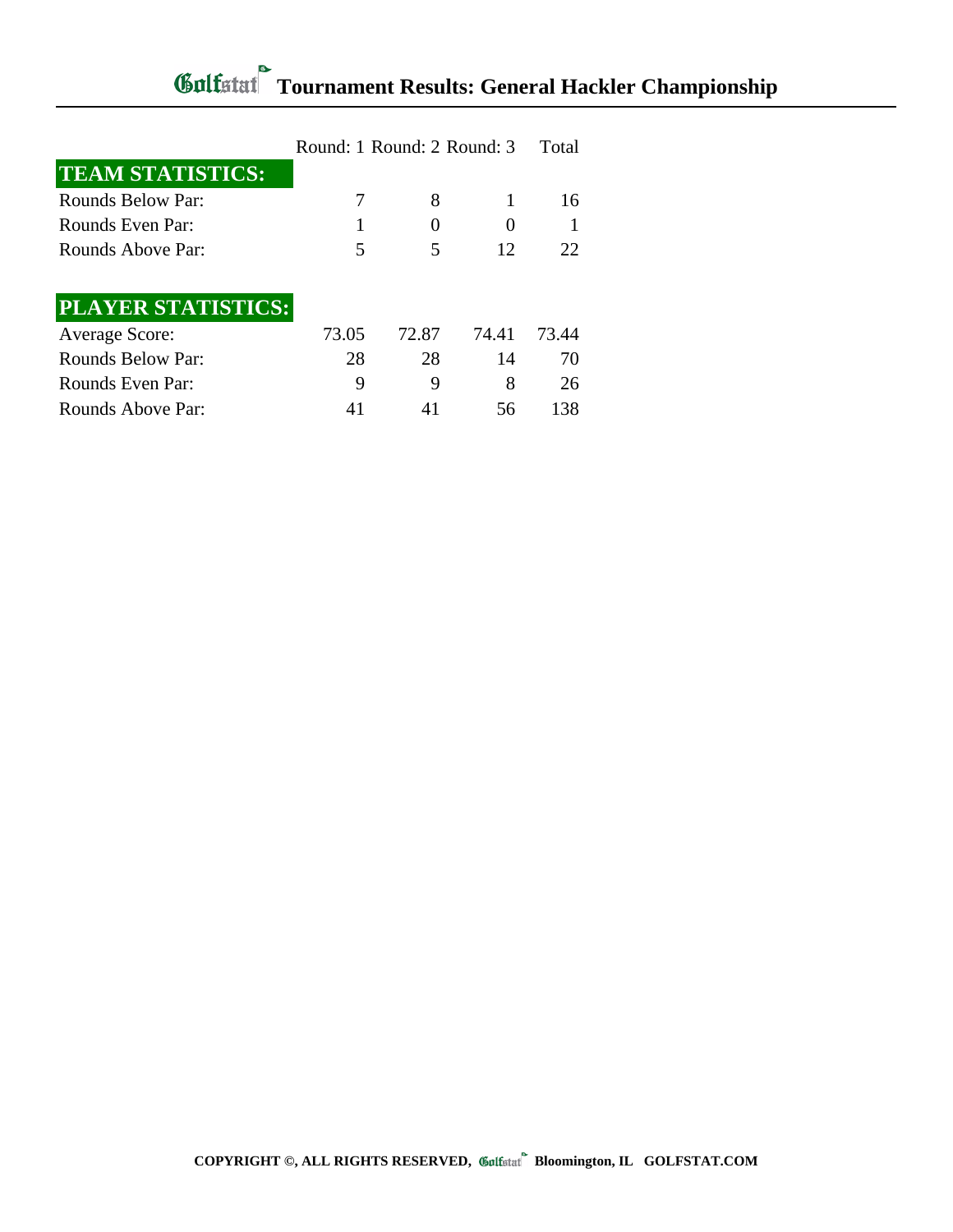# Golfstat Tournament Results: General Hackler Championship

| | Round: 1 | Round: 2 | Round: 3 | Total |
|---|---|---|---|---|
| **TEAM STATISTICS:** | | | | |
| Rounds Below Par: | 7 | 8 | 1 | 16 |
| Rounds Even Par: | 1 | 0 | 0 | 1 |
| Rounds Above Par: | 5 | 5 | 12 | 22 |
| **PLAYER STATISTICS:** | | | | |
| Average Score: | 73.05 | 72.87 | 74.41 | 73.44 |
| Rounds Below Par: | 28 | 28 | 14 | 70 |
| Rounds Even Par: | 9 | 9 | 8 | 26 |
| Rounds Above Par: | 41 | 41 | 56 | 138 |

**COPYRIGHT ©, ALL RIGHTS RESERVED, Golfstat Bloomington, IL GOLFSTAT.COM**